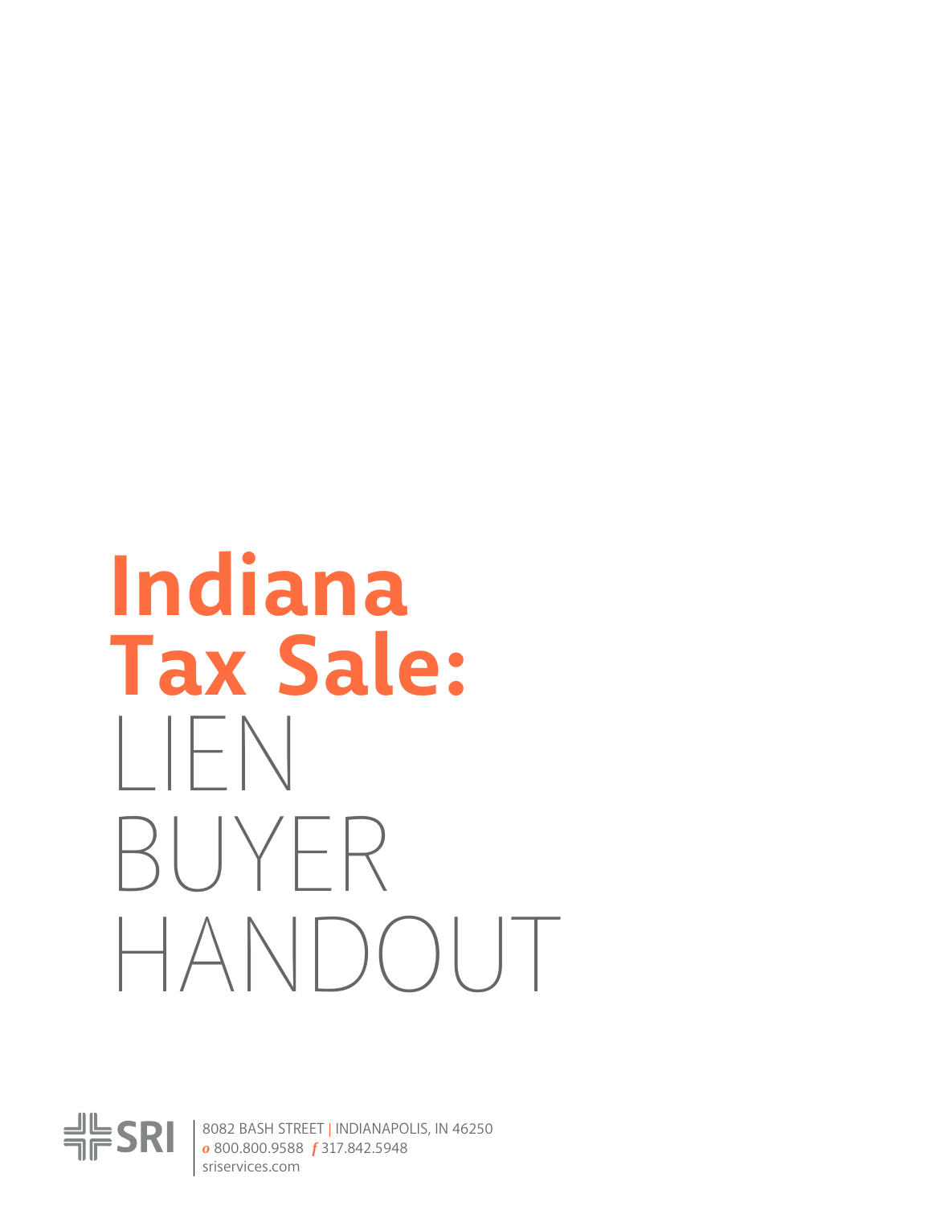# Indiana Tax Sale: LIEN BUYER HANDOUT

SRI

8082 BASH STREET | INDIANAPOLIS, IN 46250
*o* 800.800.9588 *f* 317.842.5948
sriservices.com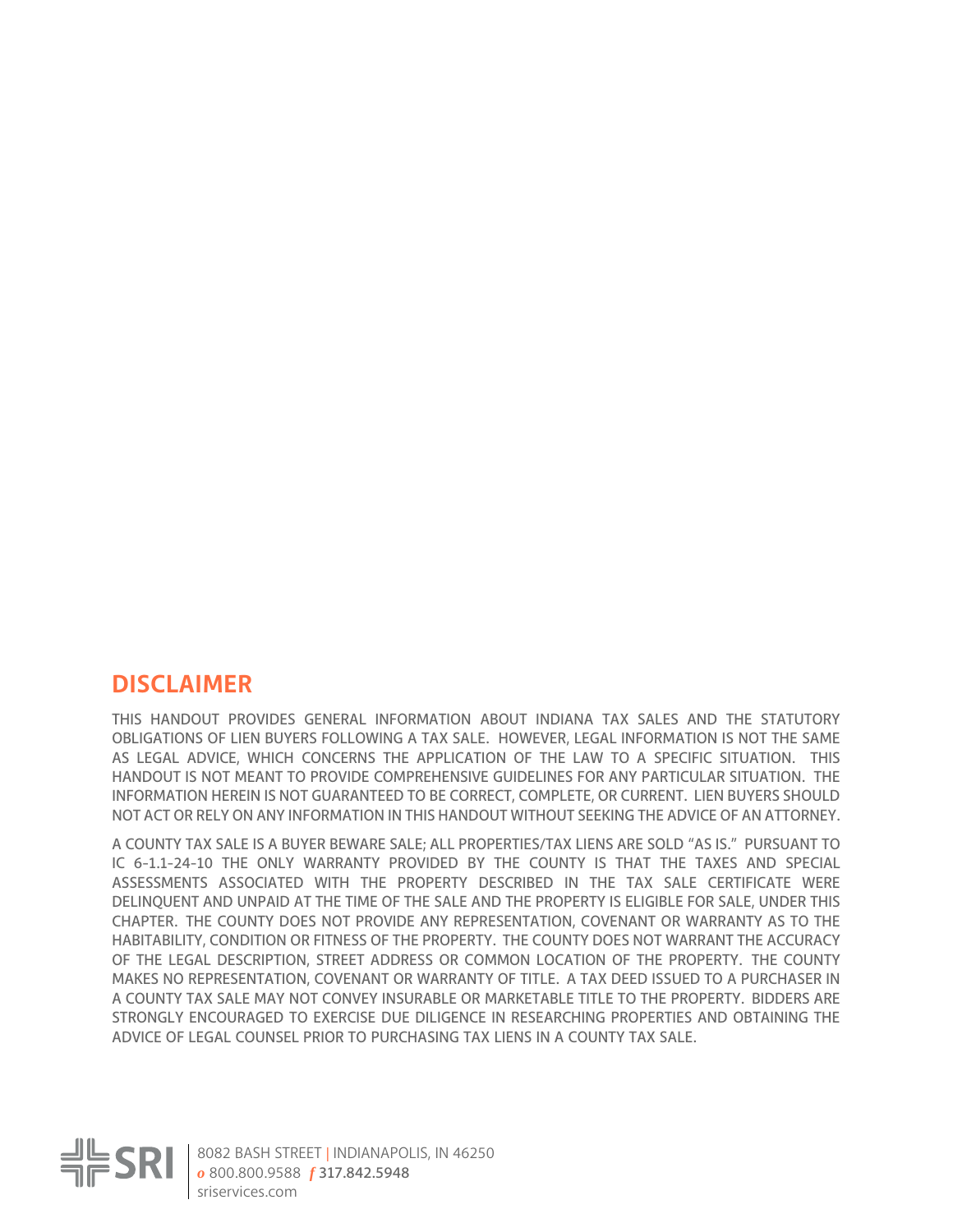## DISCLAIMER

THIS HANDOUT PROVIDES GENERAL INFORMATION ABOUT INDIANA TAX SALES AND THE STATUTORY OBLIGATIONS OF LIEN BUYERS FOLLOWING A TAX SALE. HOWEVER, LEGAL INFORMATION IS NOT THE SAME AS LEGAL ADVICE, WHICH CONCERNS THE APPLICATION OF THE LAW TO A SPECIFIC SITUATION. THIS HANDOUT IS NOT MEANT TO PROVIDE COMPREHENSIVE GUIDELINES FOR ANY PARTICULAR SITUATION. THE INFORMATION HEREIN IS NOT GUARANTEED TO BE CORRECT, COMPLETE, OR CURRENT. LIEN BUYERS SHOULD NOT ACT OR RELY ON ANY INFORMATION IN THIS HANDOUT WITHOUT SEEKING THE ADVICE OF AN ATTORNEY.

A COUNTY TAX SALE IS A BUYER BEWARE SALE; ALL PROPERTIES/TAX LIENS ARE SOLD "AS IS." PURSUANT TO IC 6-1.1-24-10 THE ONLY WARRANTY PROVIDED BY THE COUNTY IS THAT THE TAXES AND SPECIAL ASSESSMENTS ASSOCIATED WITH THE PROPERTY DESCRIBED IN THE TAX SALE CERTIFICATE WERE DELINQUENT AND UNPAID AT THE TIME OF THE SALE AND THE PROPERTY IS ELIGIBLE FOR SALE, UNDER THIS CHAPTER. THE COUNTY DOES NOT PROVIDE ANY REPRESENTATION, COVENANT OR WARRANTY AS TO THE HABITABILITY, CONDITION OR FITNESS OF THE PROPERTY. THE COUNTY DOES NOT WARRANT THE ACCURACY OF THE LEGAL DESCRIPTION, STREET ADDRESS OR COMMON LOCATION OF THE PROPERTY. THE COUNTY MAKES NO REPRESENTATION, COVENANT OR WARRANTY OF TITLE. A TAX DEED ISSUED TO A PURCHASER IN A COUNTY TAX SALE MAY NOT CONVEY INSURABLE OR MARKETABLE TITLE TO THE PROPERTY. BIDDERS ARE STRONGLY ENCOURAGED TO EXERCISE DUE DILIGENCE IN RESEARCHING PROPERTIES AND OBTAINING THE ADVICE OF LEGAL COUNSEL PRIOR TO PURCHASING TAX LIENS IN A COUNTY TAX SALE.

SRI

8082 BASH STREET | INDIANAPOLIS, IN 46250
*o* 800.800.9588 *f* 317.842.5948
sriservices.com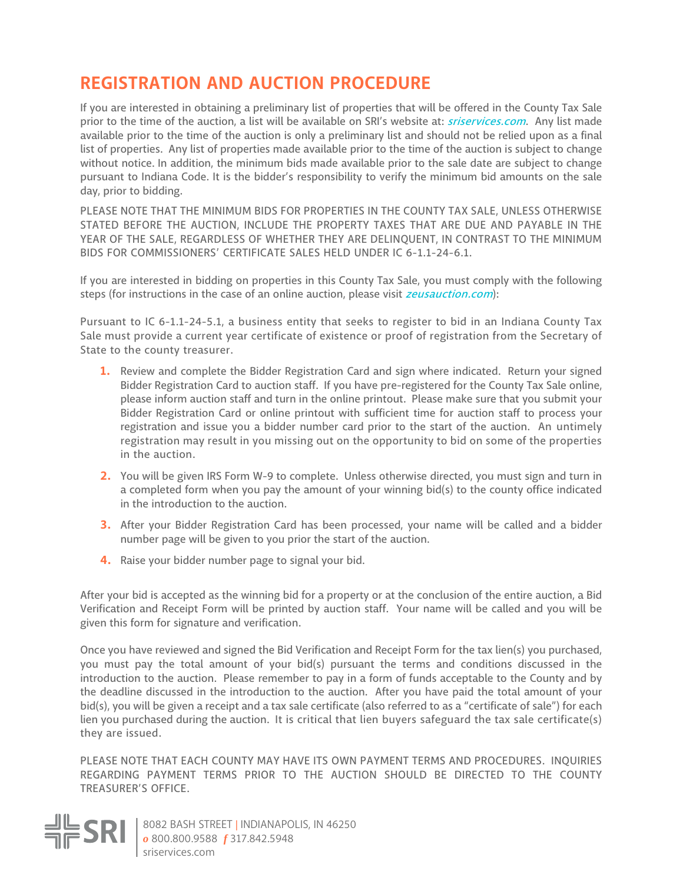## REGISTRATION AND AUCTION PROCEDURE

If you are interested in obtaining a preliminary list of properties that will be offered in the County Tax Sale prior to the time of the auction, a list will be available on SRI's website at: *sriservices.com*. Any list made available prior to the time of the auction is only a preliminary list and should not be relied upon as a final list of properties. Any list of properties made available prior to the time of the auction is subject to change without notice. In addition, the minimum bids made available prior to the sale date are subject to change pursuant to Indiana Code. It is the bidder's responsibility to verify the minimum bid amounts on the sale day, prior to bidding.

PLEASE NOTE THAT THE MINIMUM BIDS FOR PROPERTIES IN THE COUNTY TAX SALE, UNLESS OTHERWISE STATED BEFORE THE AUCTION, INCLUDE THE PROPERTY TAXES THAT ARE DUE AND PAYABLE IN THE YEAR OF THE SALE, REGARDLESS OF WHETHER THEY ARE DELINQUENT, IN CONTRAST TO THE MINIMUM BIDS FOR COMMISSIONERS' CERTIFICATE SALES HELD UNDER IC 6-1.1-24-6.1.

If you are interested in bidding on properties in this County Tax Sale, you must comply with the following steps (for instructions in the case of an online auction, please visit *zeusauction.com*):

Pursuant to IC 6-1.1-24-5.1, a business entity that seeks to register to bid in an Indiana County Tax Sale must provide a current year certificate of existence or proof of registration from the Secretary of State to the county treasurer.

1. Review and complete the Bidder Registration Card and sign where indicated. Return your signed Bidder Registration Card to auction staff. If you have pre-registered for the County Tax Sale online, please inform auction staff and turn in the online printout. Please make sure that you submit your Bidder Registration Card or online printout with sufficient time for auction staff to process your registration and issue you a bidder number card prior to the start of the auction. An untimely registration may result in you missing out on the opportunity to bid on some of the properties in the auction.
2. You will be given IRS Form W-9 to complete. Unless otherwise directed, you must sign and turn in a completed form when you pay the amount of your winning bid(s) to the county office indicated in the introduction to the auction.
3. After your Bidder Registration Card has been processed, your name will be called and a bidder number page will be given to you prior the start of the auction.
4. Raise your bidder number page to signal your bid.

After your bid is accepted as the winning bid for a property or at the conclusion of the entire auction, a Bid Verification and Receipt Form will be printed by auction staff. Your name will be called and you will be given this form for signature and verification.

Once you have reviewed and signed the Bid Verification and Receipt Form for the tax lien(s) you purchased, you must pay the total amount of your bid(s) pursuant the terms and conditions discussed in the introduction to the auction. Please remember to pay in a form of funds acceptable to the County and by the deadline discussed in the introduction to the auction. After you have paid the total amount of your bid(s), you will be given a receipt and a tax sale certificate (also referred to as a "certificate of sale") for each lien you purchased during the auction. It is critical that lien buyers safeguard the tax sale certificate(s) they are issued.

PLEASE NOTE THAT EACH COUNTY MAY HAVE ITS OWN PAYMENT TERMS AND PROCEDURES. INQUIRIES REGARDING PAYMENT TERMS PRIOR TO THE AUCTION SHOULD BE DIRECTED TO THE COUNTY TREASURER'S OFFICE.

SRI | 8082 BASH STREET | INDIANAPOLIS, IN 46250
o 800.800.9588 f 317.842.5948
sriservices.com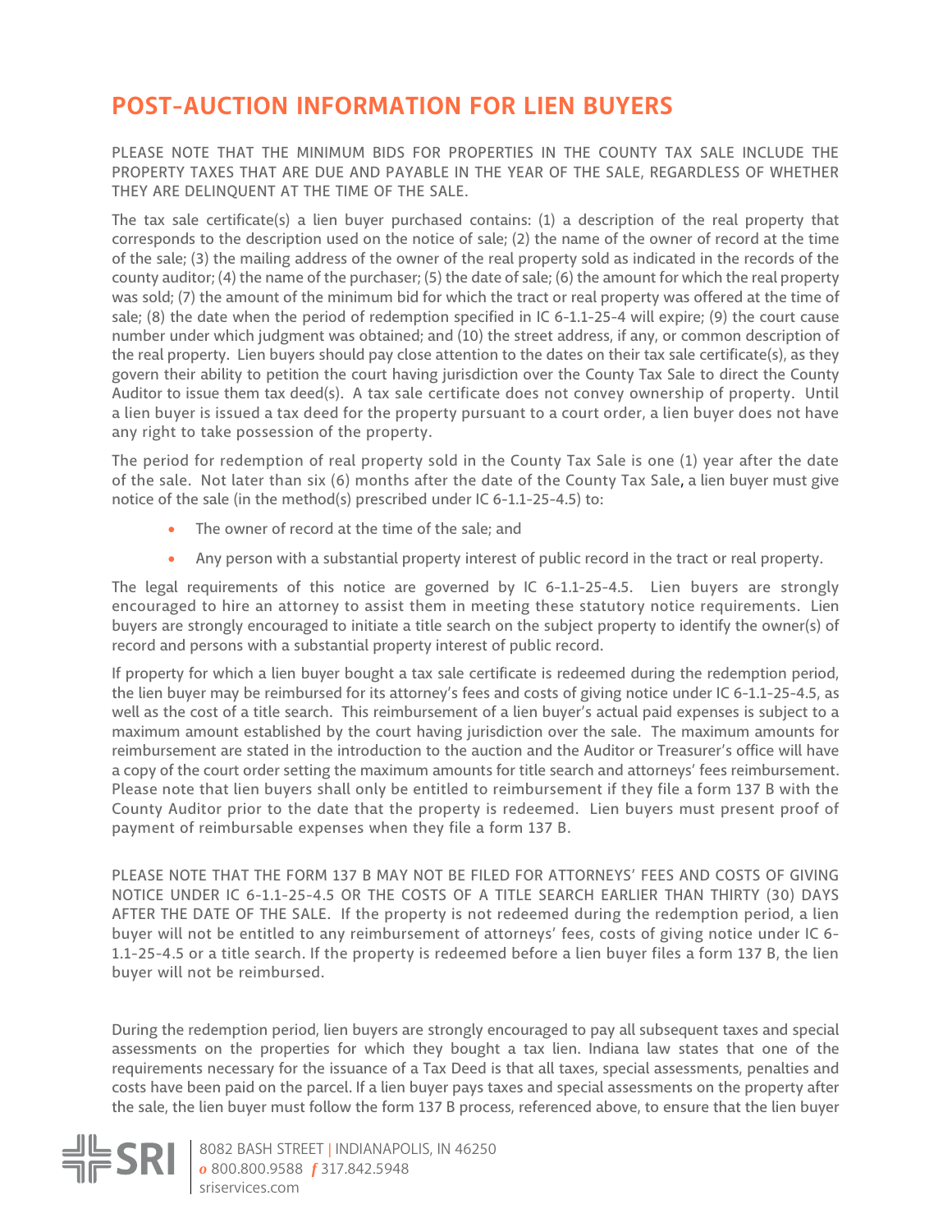# POST-AUCTION INFORMATION FOR LIEN BUYERS

PLEASE NOTE THAT THE MINIMUM BIDS FOR PROPERTIES IN THE COUNTY TAX SALE INCLUDE THE PROPERTY TAXES THAT ARE DUE AND PAYABLE IN THE YEAR OF THE SALE, REGARDLESS OF WHETHER THEY ARE DELINQUENT AT THE TIME OF THE SALE.

The tax sale certificate(s) a lien buyer purchased contains: (1) a description of the real property that corresponds to the description used on the notice of sale; (2) the name of the owner of record at the time of the sale; (3) the mailing address of the owner of the real property sold as indicated in the records of the county auditor; (4) the name of the purchaser; (5) the date of sale; (6) the amount for which the real property was sold; (7) the amount of the minimum bid for which the tract or real property was offered at the time of sale; (8) the date when the period of redemption specified in IC 6-1.1-25-4 will expire; (9) the court cause number under which judgment was obtained; and (10) the street address, if any, or common description of the real property. Lien buyers should pay close attention to the dates on their tax sale certificate(s), as they govern their ability to petition the court having jurisdiction over the County Tax Sale to direct the County Auditor to issue them tax deed(s). A tax sale certificate does not convey ownership of property. Until a lien buyer is issued a tax deed for the property pursuant to a court order, a lien buyer does not have any right to take possession of the property.

The period for redemption of real property sold in the County Tax Sale is one (1) year after the date of the sale. Not later than six (6) months after the date of the County Tax Sale, a lien buyer must give notice of the sale (in the method(s) prescribed under IC 6-1.1-25-4.5) to:

- The owner of record at the time of the sale; and
- Any person with a substantial property interest of public record in the tract or real property.

The legal requirements of this notice are governed by IC 6-1.1-25-4.5. Lien buyers are strongly encouraged to hire an attorney to assist them in meeting these statutory notice requirements. Lien buyers are strongly encouraged to initiate a title search on the subject property to identify the owner(s) of record and persons with a substantial property interest of public record.

If property for which a lien buyer bought a tax sale certificate is redeemed during the redemption period, the lien buyer may be reimbursed for its attorney's fees and costs of giving notice under IC 6-1.1-25-4.5, as well as the cost of a title search. This reimbursement of a lien buyer's actual paid expenses is subject to a maximum amount established by the court having jurisdiction over the sale. The maximum amounts for reimbursement are stated in the introduction to the auction and the Auditor or Treasurer's office will have a copy of the court order setting the maximum amounts for title search and attorneys' fees reimbursement. Please note that lien buyers shall only be entitled to reimbursement if they file a form 137 B with the County Auditor prior to the date that the property is redeemed. Lien buyers must present proof of payment of reimbursable expenses when they file a form 137 B.

PLEASE NOTE THAT THE FORM 137 B MAY NOT BE FILED FOR ATTORNEYS' FEES AND COSTS OF GIVING NOTICE UNDER IC 6-1.1-25-4.5 OR THE COSTS OF A TITLE SEARCH EARLIER THAN THIRTY (30) DAYS AFTER THE DATE OF THE SALE. If the property is not redeemed during the redemption period, a lien buyer will not be entitled to any reimbursement of attorneys' fees, costs of giving notice under IC 6-1.1-25-4.5 or a title search. If the property is redeemed before a lien buyer files a form 137 B, the lien buyer will not be reimbursed.

During the redemption period, lien buyers are strongly encouraged to pay all subsequent taxes and special assessments on the properties for which they bought a tax lien. Indiana law states that one of the requirements necessary for the issuance of a Tax Deed is that all taxes, special assessments, penalties and costs have been paid on the parcel. If a lien buyer pays taxes and special assessments on the property after the sale, the lien buyer must follow the form 137 B process, referenced above, to ensure that the lien buyer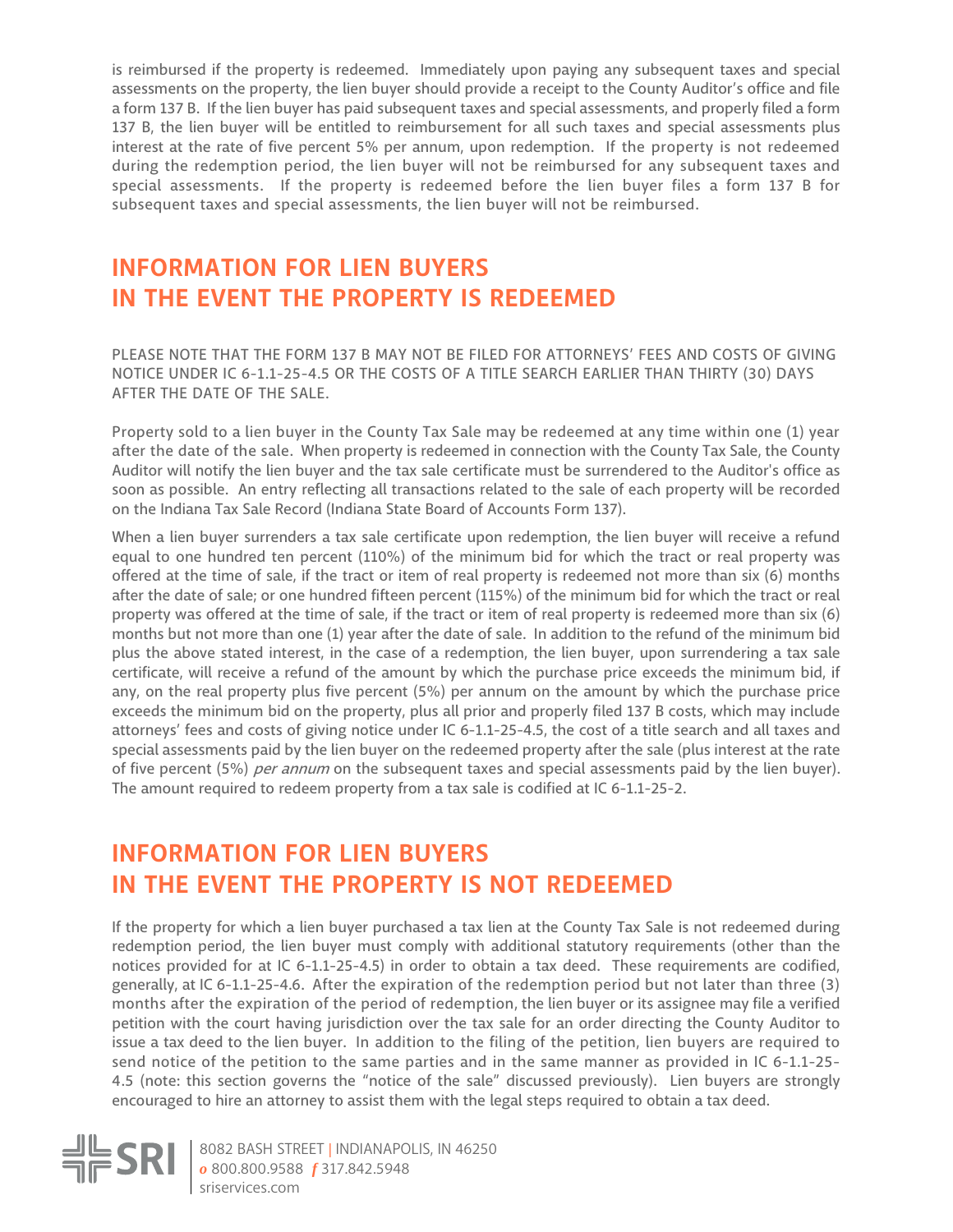is reimbursed if the property is redeemed. Immediately upon paying any subsequent taxes and special assessments on the property, the lien buyer should provide a receipt to the County Auditor's office and file a form 137 B. If the lien buyer has paid subsequent taxes and special assessments, and properly filed a form 137 B, the lien buyer will be entitled to reimbursement for all such taxes and special assessments plus interest at the rate of five percent 5% per annum, upon redemption. If the property is not redeemed during the redemption period, the lien buyer will not be reimbursed for any subsequent taxes and special assessments. If the property is redeemed before the lien buyer files a form 137 B for subsequent taxes and special assessments, the lien buyer will not be reimbursed.

## INFORMATION FOR LIEN BUYERS IN THE EVENT THE PROPERTY IS REDEEMED

PLEASE NOTE THAT THE FORM 137 B MAY NOT BE FILED FOR ATTORNEYS' FEES AND COSTS OF GIVING NOTICE UNDER IC 6-1.1-25-4.5 OR THE COSTS OF A TITLE SEARCH EARLIER THAN THIRTY (30) DAYS AFTER THE DATE OF THE SALE.

Property sold to a lien buyer in the County Tax Sale may be redeemed at any time within one (1) year after the date of the sale. When property is redeemed in connection with the County Tax Sale, the County Auditor will notify the lien buyer and the tax sale certificate must be surrendered to the Auditor's office as soon as possible. An entry reflecting all transactions related to the sale of each property will be recorded on the Indiana Tax Sale Record (Indiana State Board of Accounts Form 137).

When a lien buyer surrenders a tax sale certificate upon redemption, the lien buyer will receive a refund equal to one hundred ten percent (110%) of the minimum bid for which the tract or real property was offered at the time of sale, if the tract or item of real property is redeemed not more than six (6) months after the date of sale; or one hundred fifteen percent (115%) of the minimum bid for which the tract or real property was offered at the time of sale, if the tract or item of real property is redeemed more than six (6) months but not more than one (1) year after the date of sale. In addition to the refund of the minimum bid plus the above stated interest, in the case of a redemption, the lien buyer, upon surrendering a tax sale certificate, will receive a refund of the amount by which the purchase price exceeds the minimum bid, if any, on the real property plus five percent (5%) per annum on the amount by which the purchase price exceeds the minimum bid on the property, plus all prior and properly filed 137 B costs, which may include attorneys' fees and costs of giving notice under IC 6-1.1-25-4.5, the cost of a title search and all taxes and special assessments paid by the lien buyer on the redeemed property after the sale (plus interest at the rate of five percent (5%) *per annum* on the subsequent taxes and special assessments paid by the lien buyer). The amount required to redeem property from a tax sale is codified at IC 6-1.1-25-2.

## INFORMATION FOR LIEN BUYERS IN THE EVENT THE PROPERTY IS NOT REDEEMED

If the property for which a lien buyer purchased a tax lien at the County Tax Sale is not redeemed during redemption period, the lien buyer must comply with additional statutory requirements (other than the notices provided for at IC 6-1.1-25-4.5) in order to obtain a tax deed. These requirements are codified, generally, at IC 6-1.1-25-4.6. After the expiration of the redemption period but not later than three (3) months after the expiration of the period of redemption, the lien buyer or its assignee may file a verified petition with the court having jurisdiction over the tax sale for an order directing the County Auditor to issue a tax deed to the lien buyer. In addition to the filing of the petition, lien buyers are required to send notice of the petition to the same parties and in the same manner as provided in IC 6-1.1-25-4.5 (note: this section governs the "notice of the sale" discussed previously). Lien buyers are strongly encouraged to hire an attorney to assist them with the legal steps required to obtain a tax deed.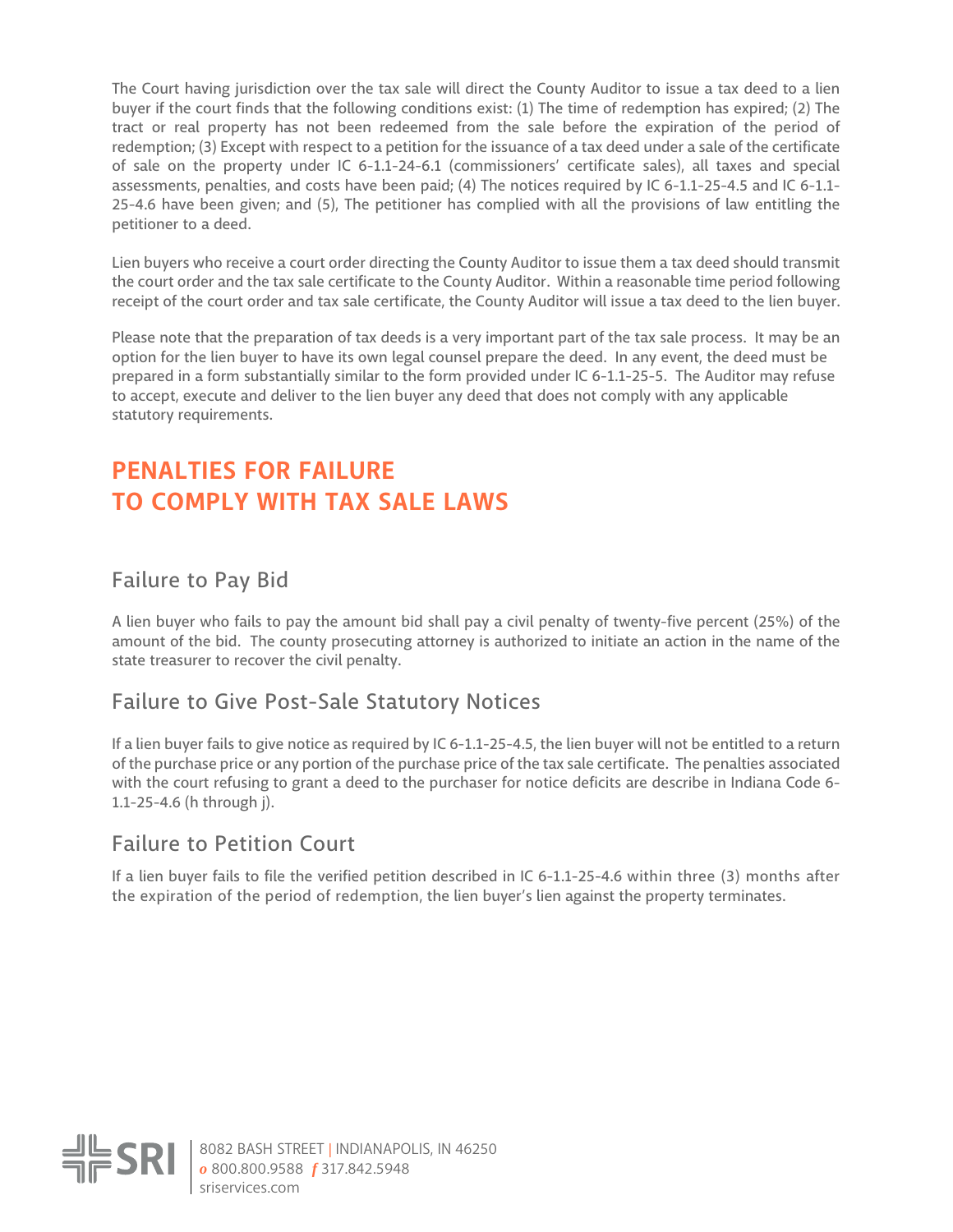The Court having jurisdiction over the tax sale will direct the County Auditor to issue a tax deed to a lien buyer if the court finds that the following conditions exist: (1) The time of redemption has expired; (2) The tract or real property has not been redeemed from the sale before the expiration of the period of redemption; (3) Except with respect to a petition for the issuance of a tax deed under a sale of the certificate of sale on the property under IC 6-1.1-24-6.1 (commissioners' certificate sales), all taxes and special assessments, penalties, and costs have been paid; (4) The notices required by IC 6-1.1-25-4.5 and IC 6-1.1-25-4.6 have been given; and (5), The petitioner has complied with all the provisions of law entitling the petitioner to a deed.

Lien buyers who receive a court order directing the County Auditor to issue them a tax deed should transmit the court order and the tax sale certificate to the County Auditor. Within a reasonable time period following receipt of the court order and tax sale certificate, the County Auditor will issue a tax deed to the lien buyer.

Please note that the preparation of tax deeds is a very important part of the tax sale process. It may be an option for the lien buyer to have its own legal counsel prepare the deed. In any event, the deed must be prepared in a form substantially similar to the form provided under IC 6-1.1-25-5. The Auditor may refuse to accept, execute and deliver to the lien buyer any deed that does not comply with any applicable statutory requirements.

## PENALTIES FOR FAILURE TO COMPLY WITH TAX SALE LAWS

### Failure to Pay Bid

A lien buyer who fails to pay the amount bid shall pay a civil penalty of twenty-five percent (25%) of the amount of the bid. The county prosecuting attorney is authorized to initiate an action in the name of the state treasurer to recover the civil penalty.

### Failure to Give Post-Sale Statutory Notices

If a lien buyer fails to give notice as required by IC 6-1.1-25-4.5, the lien buyer will not be entitled to a return of the purchase price or any portion of the purchase price of the tax sale certificate. The penalties associated with the court refusing to grant a deed to the purchaser for notice deficits are describe in Indiana Code 6-1.1-25-4.6 (h through j).

### Failure to Petition Court

If a lien buyer fails to file the verified petition described in IC 6-1.1-25-4.6 within three (3) months after the expiration of the period of redemption, the lien buyer's lien against the property terminates.

SRI | 8082 BASH STREET | INDIANAPOLIS, IN 46250
o 800.800.9588 f 317.842.5948
sriservices.com